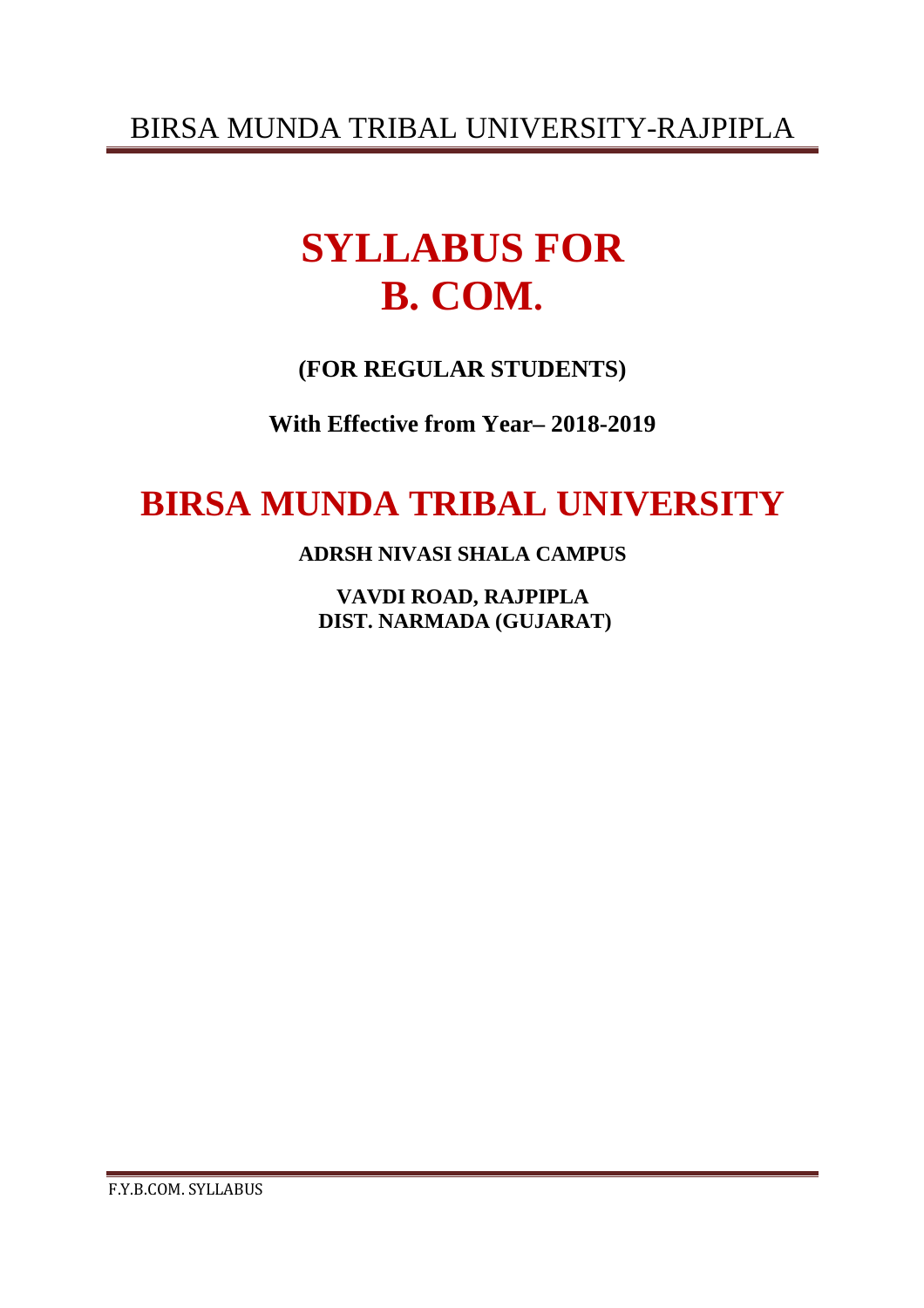# SYLLABUS FOR B. COM.

**(FOR REGULAR STUDENTS)**

**With Effective from Year– 2018-2019**

# BIRSA MUNDA TRIBAL UNIVERSITY

**ADRSH NIVASI SHALA CAMPUS**

**VAVDI ROAD, RAJPIPLA**
**DIST. NARMADA (GUJARAT)**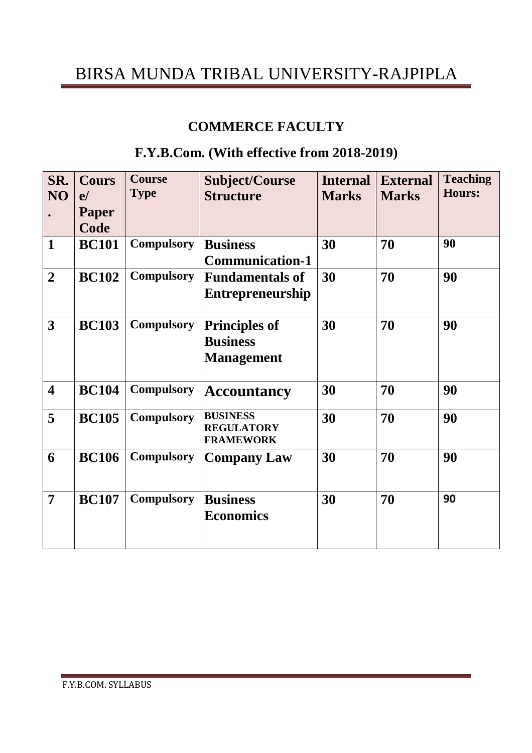# BIRSA MUNDA TRIBAL UNIVERSITY-RAJPIPLA

## COMMERCE FACULTY

## F.Y.B.Com. (With effective from 2018-2019)

| SR. NO. | Course/ Paper Code | Course Type | Subject/Course Structure | Internal Marks | External Marks | Teaching Hours: |
|---|---|---|---|---|---|---|
| 1 | BC101 | Compulsory | Business Communication-1 | 30 | 70 | 90 |
| 2 | BC102 | Compulsory | Fundamentals of Entrepreneurship | 30 | 70 | 90 |
| 3 | BC103 | Compulsory | Principles of Business Management | 30 | 70 | 90 |
| 4 | BC104 | Compulsory | Accountancy | 30 | 70 | 90 |
| 5 | BC105 | Compulsory | BUSINESS REGULATORY FRAMEWORK | 30 | 70 | 90 |
| 6 | BC106 | Compulsory | Company Law | 30 | 70 | 90 |
| 7 | BC107 | Compulsory | Business Economics | 30 | 70 | 90 |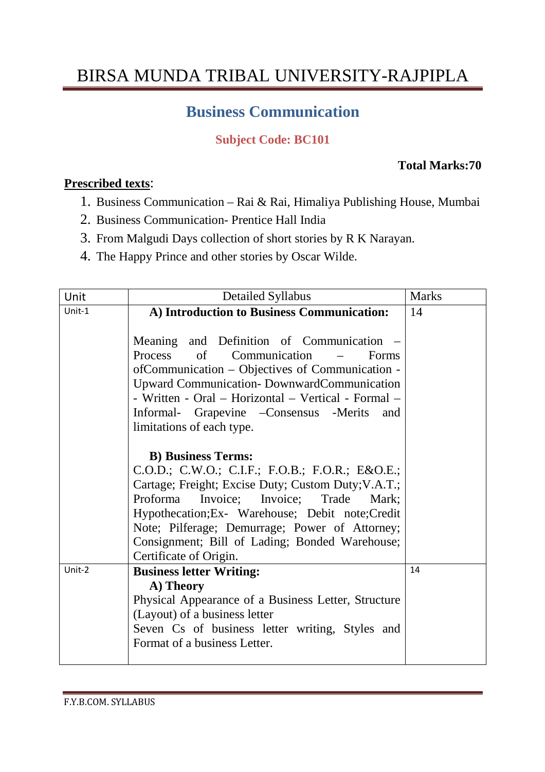# BIRSA MUNDA TRIBAL UNIVERSITY-RAJPIPLA

## Business Communication

### Subject Code: BC101

**Total Marks:70**

**Prescribed texts**:

1. Business Communication – Rai & Rai, Himaliya Publishing House, Mumbai
2. Business Communication- Prentice Hall India
3. From Malgudi Days collection of short stories by R K Narayan.
4. The Happy Prince and other stories by Oscar Wilde.

| Unit | Detailed Syllabus | Marks |
|---|---|---|
| Unit-1 | **A) Introduction to Business Communication:**<br><br>Meaning and Definition of Communication – Process of Communication – Forms ofCommunication – Objectives of Communication - Upward Communication- DownwardCommunication - Written - Oral – Horizontal – Vertical - Formal – Informal- Grapevine –Consensus -Merits and limitations of each type.<br><br>**B) Business Terms:**<br>C.O.D.; C.W.O.; C.I.F.; F.O.B.; F.O.R.; E&O.E.; Cartage; Freight; Excise Duty; Custom Duty;V.A.T.; Proforma Invoice; Invoice; Trade Mark; Hypothecation;Ex- Warehouse; Debit note;Credit Note; Pilferage; Demurrage; Power of Attorney; Consignment; Bill of Lading; Bonded Warehouse; Certificate of Origin. | 14 |
| Unit-2 | **Business letter Writing:**<br>**A) Theory**<br>Physical Appearance of a Business Letter, Structure (Layout) of a business letter<br>Seven Cs of business letter writing, Styles and Format of a business Letter. | 14 |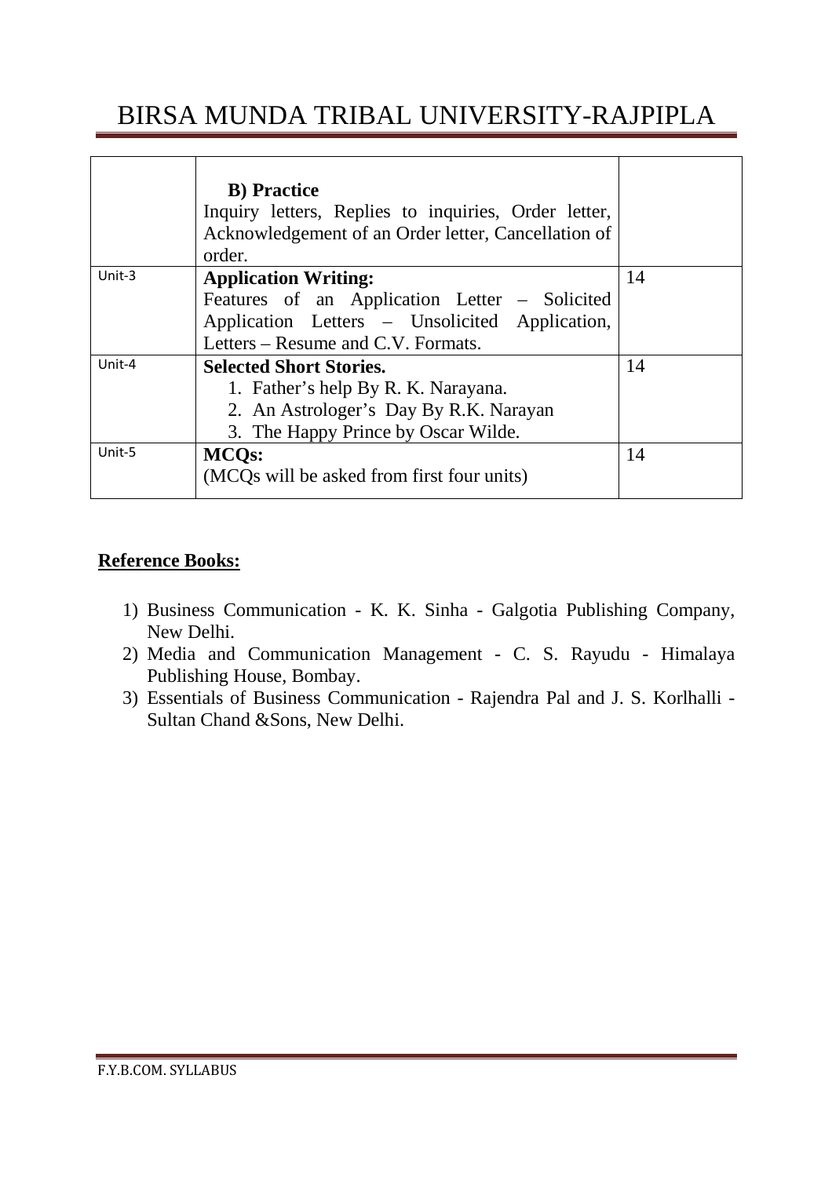| | | |
|---|---|---|
| | **B) Practice**<br>Inquiry letters, Replies to inquiries, Order letter, Acknowledgement of an Order letter, Cancellation of order. | |
| Unit-3 | **Application Writing:**<br>Features of an Application Letter – Solicited Application Letters – Unsolicited Application, Letters – Resume and C.V. Formats. | 14 |
| Unit-4 | **Selected Short Stories.**<br>1. Father's help By R. K. Narayana.<br>2. An Astrologer's Day By R.K. Narayan<br>3. The Happy Prince by Oscar Wilde. | 14 |
| Unit-5 | **MCQs:**<br>(MCQs will be asked from first four units) | 14 |

**Reference Books:**

1) Business Communication - K. K. Sinha - Galgotia Publishing Company, New Delhi.
2) Media and Communication Management - C. S. Rayudu - Himalaya Publishing House, Bombay.
3) Essentials of Business Communication - Rajendra Pal and J. S. Korlhalli - Sultan Chand &Sons, New Delhi.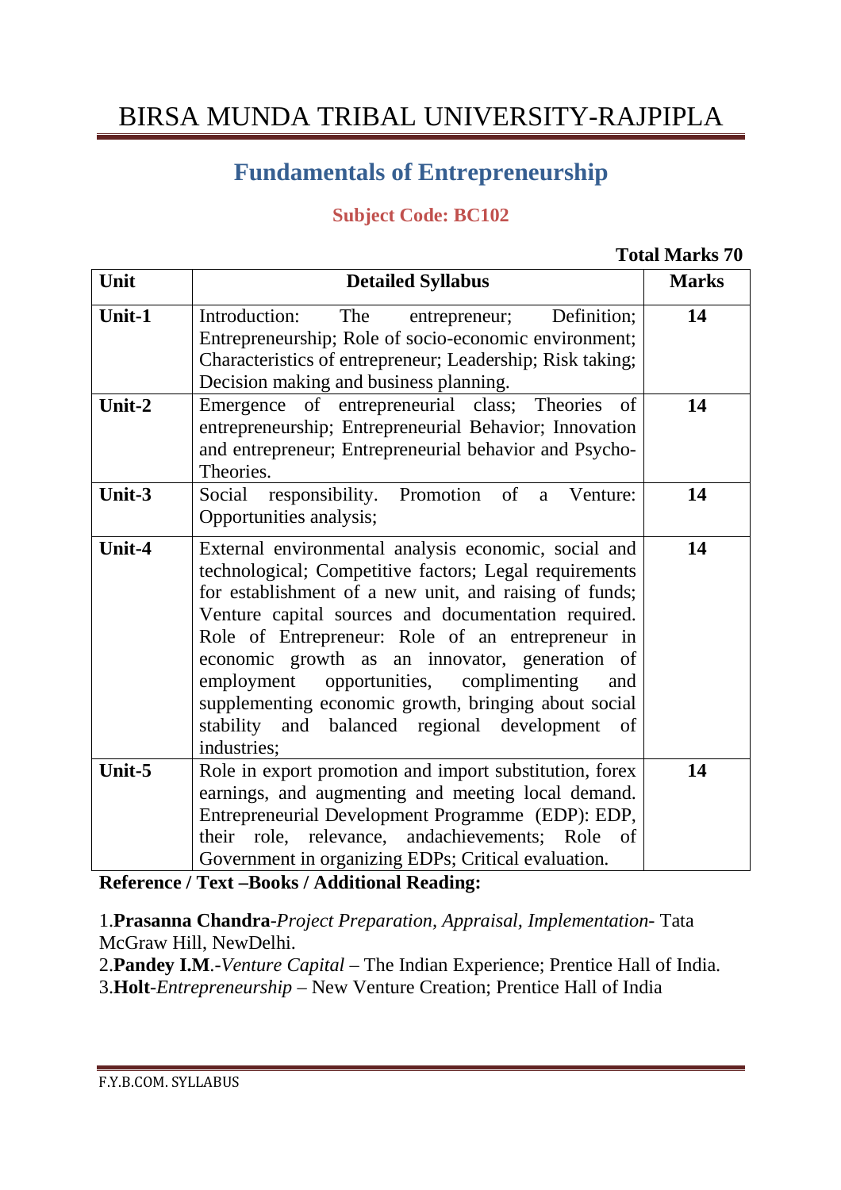# BIRSA MUNDA TRIBAL UNIVERSITY-RAJPIPLA

## Fundamentals of Entrepreneurship

### Subject Code: BC102

**Total Marks 70**

| Unit | Detailed Syllabus | Marks |
|---|---|---|
| **Unit-1** | Introduction: The entrepreneur; Definition; Entrepreneurship; Role of socio-economic environment; Characteristics of entrepreneur; Leadership; Risk taking; Decision making and business planning. | **14** |
| **Unit-2** | Emergence of entrepreneurial class; Theories of entrepreneurship; Entrepreneurial Behavior; Innovation and entrepreneur; Entrepreneurial behavior and Psycho-Theories. | **14** |
| **Unit-3** | Social responsibility. Promotion of a Venture: Opportunities analysis; | **14** |
| **Unit-4** | External environmental analysis economic, social and technological; Competitive factors; Legal requirements for establishment of a new unit, and raising of funds; Venture capital sources and documentation required. Role of Entrepreneur: Role of an entrepreneur in economic growth as an innovator, generation of employment opportunities, complimenting and supplementing economic growth, bringing about social stability and balanced regional development of industries; | **14** |
| **Unit-5** | Role in export promotion and import substitution, forex earnings, and augmenting and meeting local demand. Entrepreneurial Development Programme (EDP): EDP, their role, relevance, andachievements; Role of Government in organizing EDPs; Critical evaluation. | **14** |

**Reference / Text –Books / Additional Reading:**

1.**Prasanna Chandra**-*Project Preparation, Appraisal, Implementation*- Tata McGraw Hill, NewDelhi.
2.**Pandey I.M**.-*Venture Capital* – The Indian Experience; Prentice Hall of India.
3.**Holt**-*Entrepreneurship* – New Venture Creation; Prentice Hall of India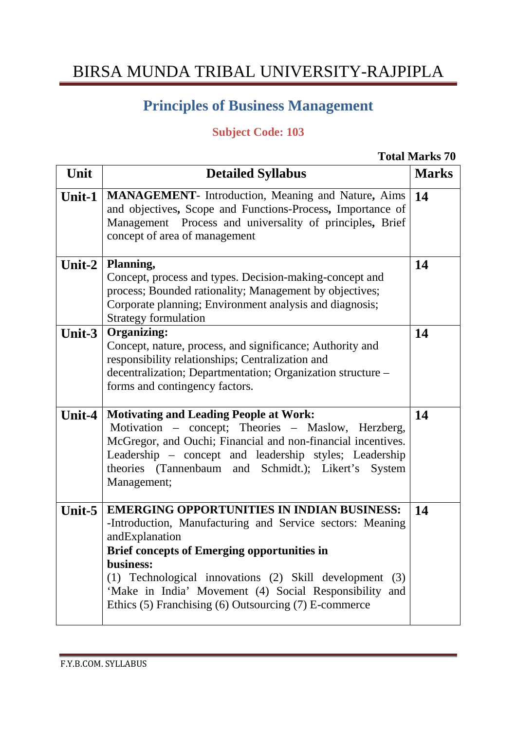# BIRSA MUNDA TRIBAL UNIVERSITY-RAJPIPLA

## Principles of Business Management

### Subject Code: 103

**Total Marks 70**

| Unit | Detailed Syllabus | Marks |
|---|---|---|
| **Unit-1** | **MANAGEMENT**- Introduction, Meaning and Nature**,** Aims and objectives**,** Scope and Functions-Process**,** Importance of Management Process and universality of principles**,** Brief concept of area of management | **14** |
| **Unit-2** | **Planning,** Concept, process and types. Decision-making-concept and process; Bounded rationality; Management by objectives; Corporate planning; Environment analysis and diagnosis; Strategy formulation | **14** |
| **Unit-3** | **Organizing:** Concept, nature, process, and significance; Authority and responsibility relationships; Centralization and decentralization; Departmentation; Organization structure – forms and contingency factors. | **14** |
| **Unit-4** | **Motivating and Leading People at Work:** Motivation – concept; Theories – Maslow, Herzberg, McGregor, and Ouchi; Financial and non-financial incentives. Leadership – concept and leadership styles; Leadership theories (Tannenbaum and Schmidt.); Likert's System Management; | **14** |
| **Unit-5** | **EMERGING OPPORTUNITIES IN INDIAN BUSINESS:** -Introduction, Manufacturing and Service sectors: Meaning andExplanation **Brief concepts of Emerging opportunities in business:** (1) Technological innovations (2) Skill development (3) 'Make in India' Movement (4) Social Responsibility and Ethics (5) Franchising (6) Outsourcing (7) E-commerce | **14** |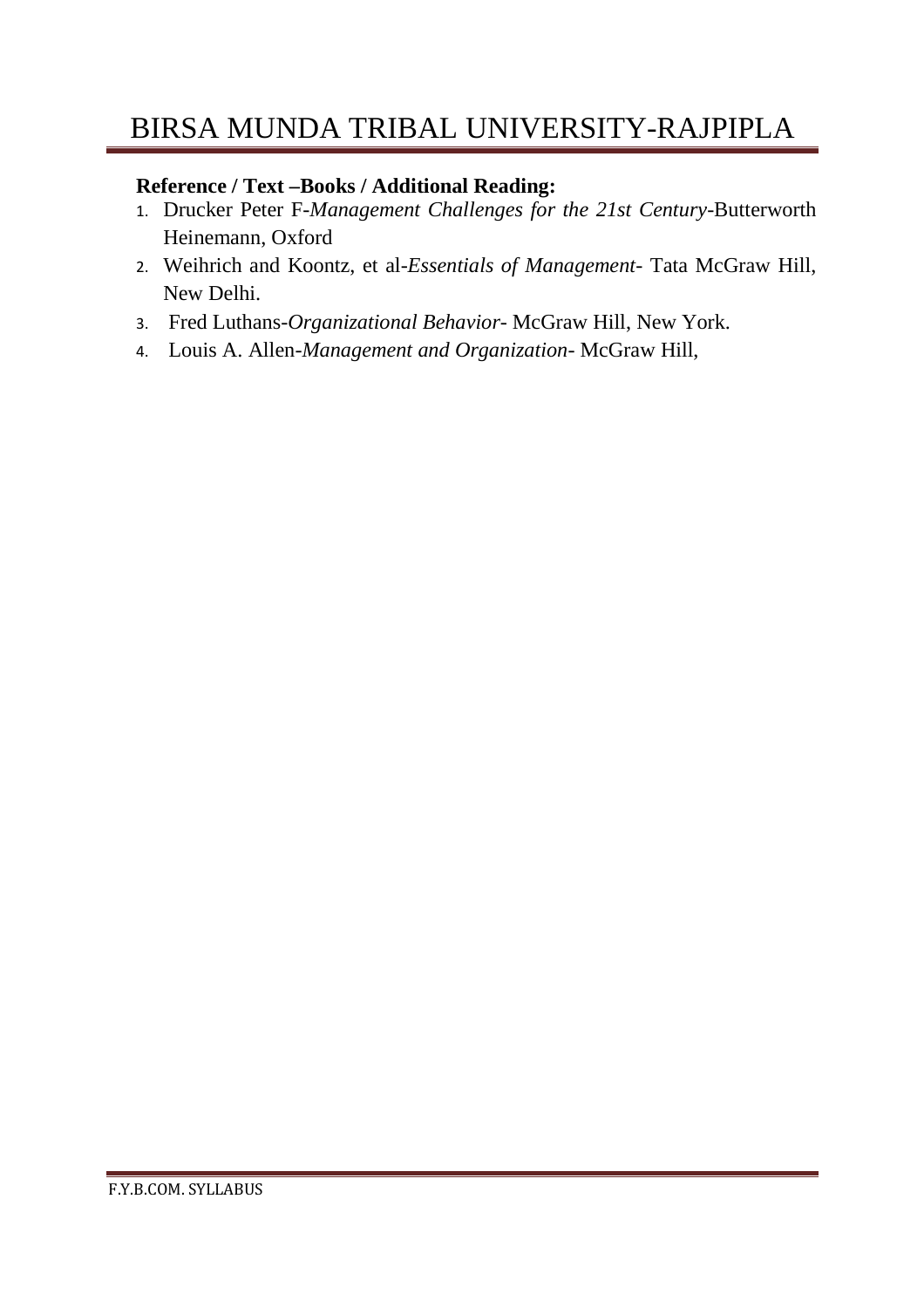**Reference / Text –Books / Additional Reading:**

1. Drucker Peter F-*Management Challenges for the 21st Century*-Butterworth Heinemann, Oxford
2. Weihrich and Koontz, et al-*Essentials of Management*- Tata McGraw Hill, New Delhi.
3. Fred Luthans-*Organizational Behavior*- McGraw Hill, New York.
4. Louis A. Allen-*Management and Organization*- McGraw Hill,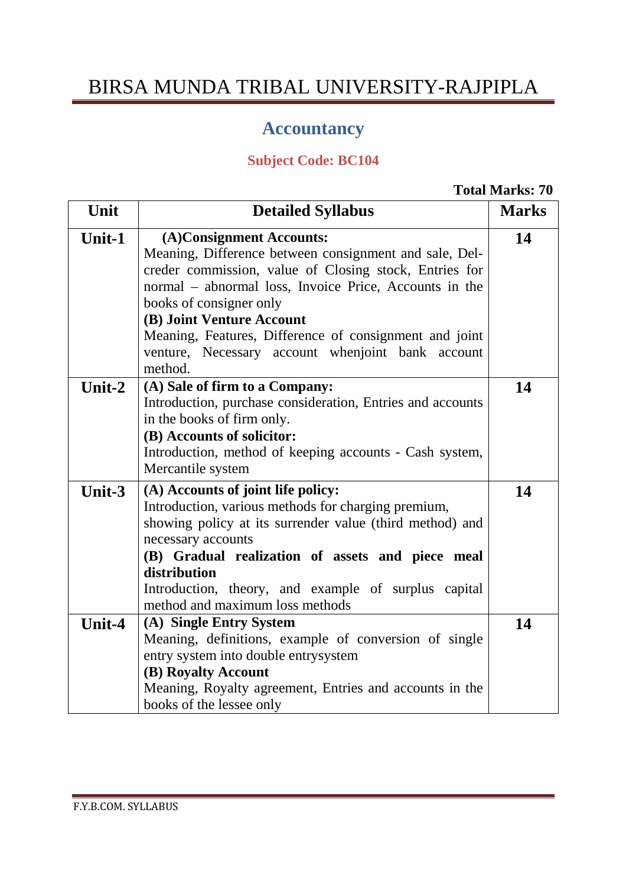# BIRSA MUNDA TRIBAL UNIVERSITY-RAJPIPLA

## Accountancy

### Subject Code: BC104

**Total Marks: 70**

| Unit | Detailed Syllabus | Marks |
|---|---|---|
| **Unit-1** | **(A)Consignment Accounts:**<br>Meaning, Difference between consignment and sale, Del-creder commission, value of Closing stock, Entries for normal – abnormal loss, Invoice Price, Accounts in the books of consigner only<br>**(B) Joint Venture Account**<br>Meaning, Features, Difference of consignment and joint venture, Necessary account whenjoint bank account method. | **14** |
| **Unit-2** | **(A) Sale of firm to a Company:**<br>Introduction, purchase consideration, Entries and accounts in the books of firm only.<br>**(B) Accounts of solicitor:**<br>Introduction, method of keeping accounts - Cash system, Mercantile system | **14** |
| **Unit-3** | **(A) Accounts of joint life policy:**<br>Introduction, various methods for charging premium, showing policy at its surrender value (third method) and necessary accounts<br>**(B) Gradual realization of assets and piece meal distribution**<br>Introduction, theory, and example of surplus capital method and maximum loss methods | **14** |
| **Unit-4** | **(A) Single Entry System**<br>Meaning, definitions, example of conversion of single entry system into double entrysystem<br>**(B) Royalty Account**<br>Meaning, Royalty agreement, Entries and accounts in the books of the lessee only | **14** |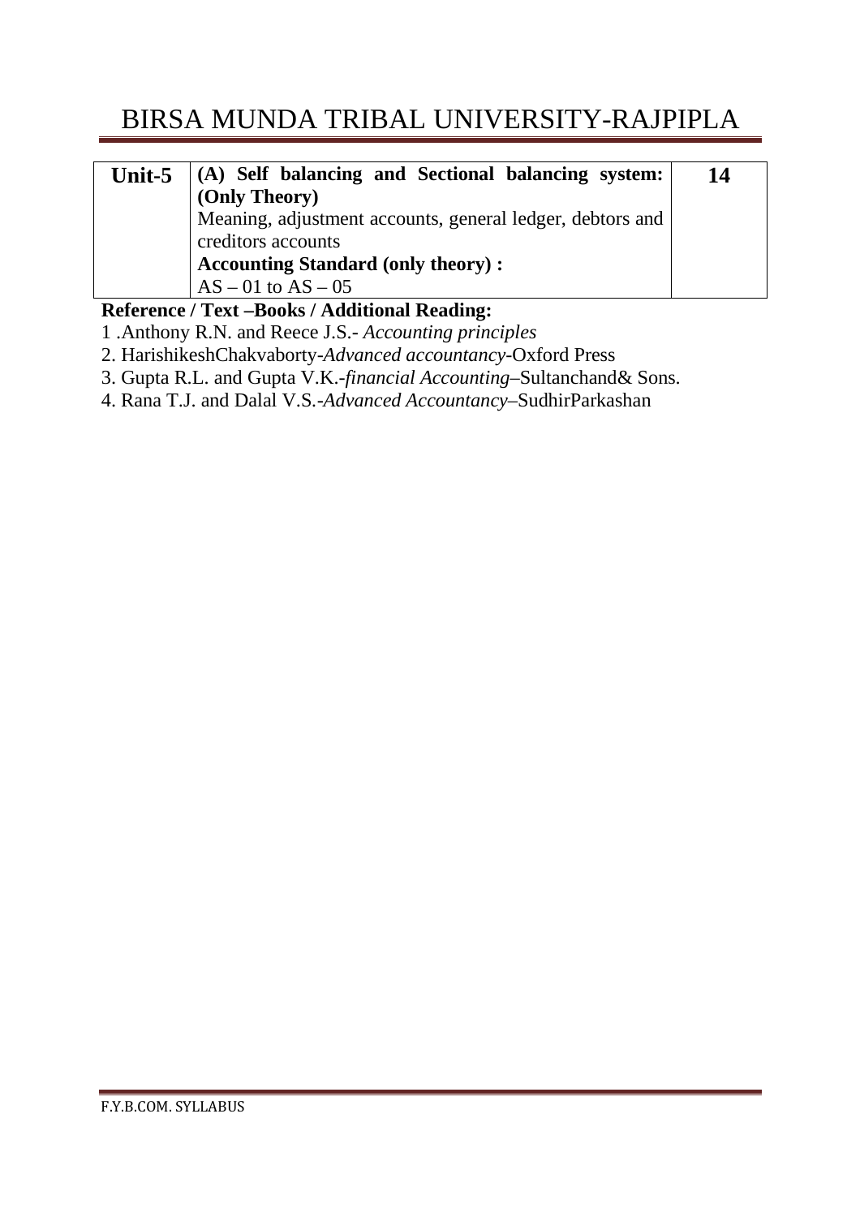| Unit-5 | **(A) Self balancing and Sectional balancing system: (Only Theory)**<br>Meaning, adjustment accounts, general ledger, debtors and creditors accounts<br>**Accounting Standard (only theory) :**<br>AS – 01 to AS – 05 | 14 |
|---|---|---|

**Reference / Text –Books / Additional Reading:**

1 .Anthony R.N. and Reece J.S.- *Accounting principles*

2. HarishikeshChakvaborty-*Advanced accountancy*-Oxford Press

3. Gupta R.L. and Gupta V.K.-*financial Accounting*–Sultanchand& Sons.

4. Rana T.J. and Dalal V.S.-*Advanced Accountancy*–SudhirParkashan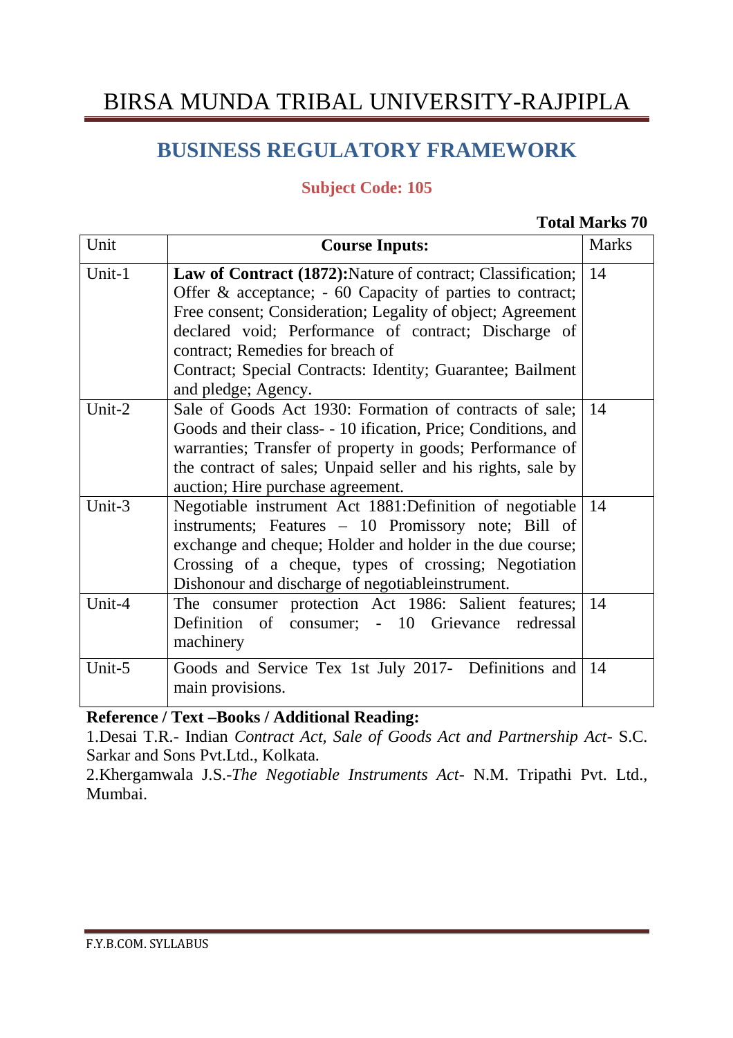# BIRSA MUNDA TRIBAL UNIVERSITY-RAJPIPLA

## BUSINESS REGULATORY FRAMEWORK

### Subject Code: 105

**Total Marks 70**

| Unit | **Course Inputs:** | Marks |
|---|---|---|
| Unit-1 | **Law of Contract (1872):**Nature of contract; Classification; Offer & acceptance; - 60 Capacity of parties to contract; Free consent; Consideration; Legality of object; Agreement declared void; Performance of contract; Discharge of contract; Remedies for breach of Contract; Special Contracts: Identity; Guarantee; Bailment and pledge; Agency. | 14 |
| Unit-2 | Sale of Goods Act 1930: Formation of contracts of sale; Goods and their class- - 10 ification, Price; Conditions, and warranties; Transfer of property in goods; Performance of the contract of sales; Unpaid seller and his rights, sale by auction; Hire purchase agreement. | 14 |
| Unit-3 | Negotiable instrument Act 1881:Definition of negotiable instruments; Features – 10 Promissory note; Bill of exchange and cheque; Holder and holder in the due course; Crossing of a cheque, types of crossing; Negotiation Dishonour and discharge of negotiableinstrument. | 14 |
| Unit-4 | The consumer protection Act 1986: Salient features; Definition of consumer; - 10 Grievance redressal machinery | 14 |
| Unit-5 | Goods and Service Tex 1st July 2017- Definitions and main provisions. | 14 |

**Reference / Text –Books / Additional Reading:**

1.Desai T.R.- Indian *Contract Act, Sale of Goods Act and Partnership Act*- S.C. Sarkar and Sons Pvt.Ltd., Kolkata.

2.Khergamwala J.S.-*The Negotiable Instruments Act*- N.M. Tripathi Pvt. Ltd., Mumbai.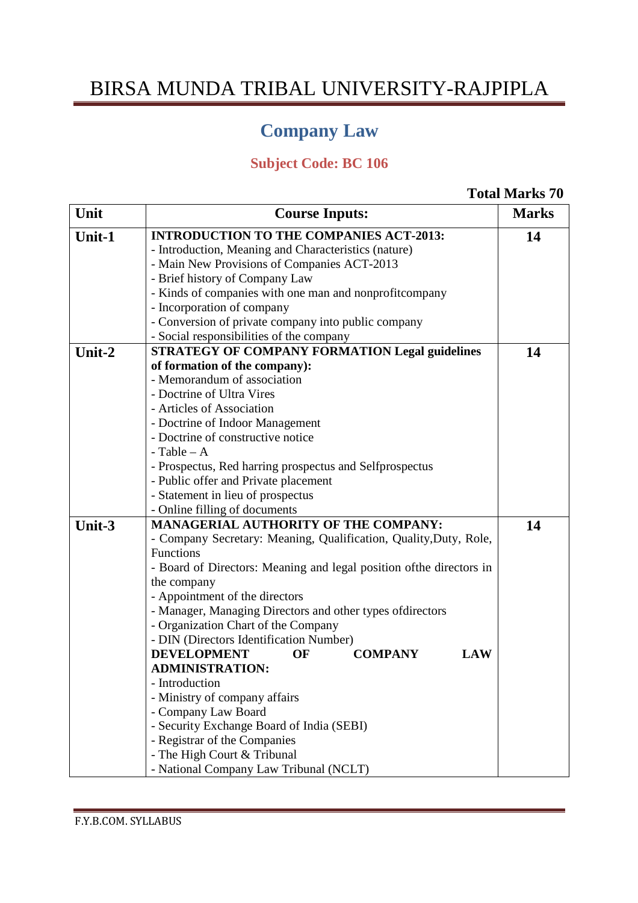# BIRSA MUNDA TRIBAL UNIVERSITY-RAJPIPLA

## Company Law

### Subject Code: BC 106

**Total Marks 70**

| Unit | Course Inputs: | Marks |
|---|---|---|
| **Unit-1** | **INTRODUCTION TO THE COMPANIES ACT-2013:**<br>- Introduction, Meaning and Characteristics (nature)<br>- Main New Provisions of Companies ACT-2013<br>- Brief history of Company Law<br>- Kinds of companies with one man and nonprofitcompany<br>- Incorporation of company<br>- Conversion of private company into public company<br>- Social responsibilities of the company | **14** |
| **Unit-2** | **STRATEGY OF COMPANY FORMATION Legal guidelines of formation of the company):**<br>- Memorandum of association<br>- Doctrine of Ultra Vires<br>- Articles of Association<br>- Doctrine of Indoor Management<br>- Doctrine of constructive notice<br>- Table – A<br>- Prospectus, Red harring prospectus and Selfprospectus<br>- Public offer and Private placement<br>- Statement in lieu of prospectus<br>- Online filling of documents | **14** |
| **Unit-3** | **MANAGERIAL AUTHORITY OF THE COMPANY:**<br>- Company Secretary: Meaning, Qualification, Quality,Duty, Role, Functions<br>- Board of Directors: Meaning and legal position ofthe directors in the company<br>- Appointment of the directors<br>- Manager, Managing Directors and other types ofdirectors<br>- Organization Chart of the Company<br>- DIN (Directors Identification Number)<br>**DEVELOPMENT OF COMPANY LAW ADMINISTRATION:**<br>- Introduction<br>- Ministry of company affairs<br>- Company Law Board<br>- Security Exchange Board of India (SEBI)<br>- Registrar of the Companies<br>- The High Court & Tribunal<br>- National Company Law Tribunal (NCLT) | **14** |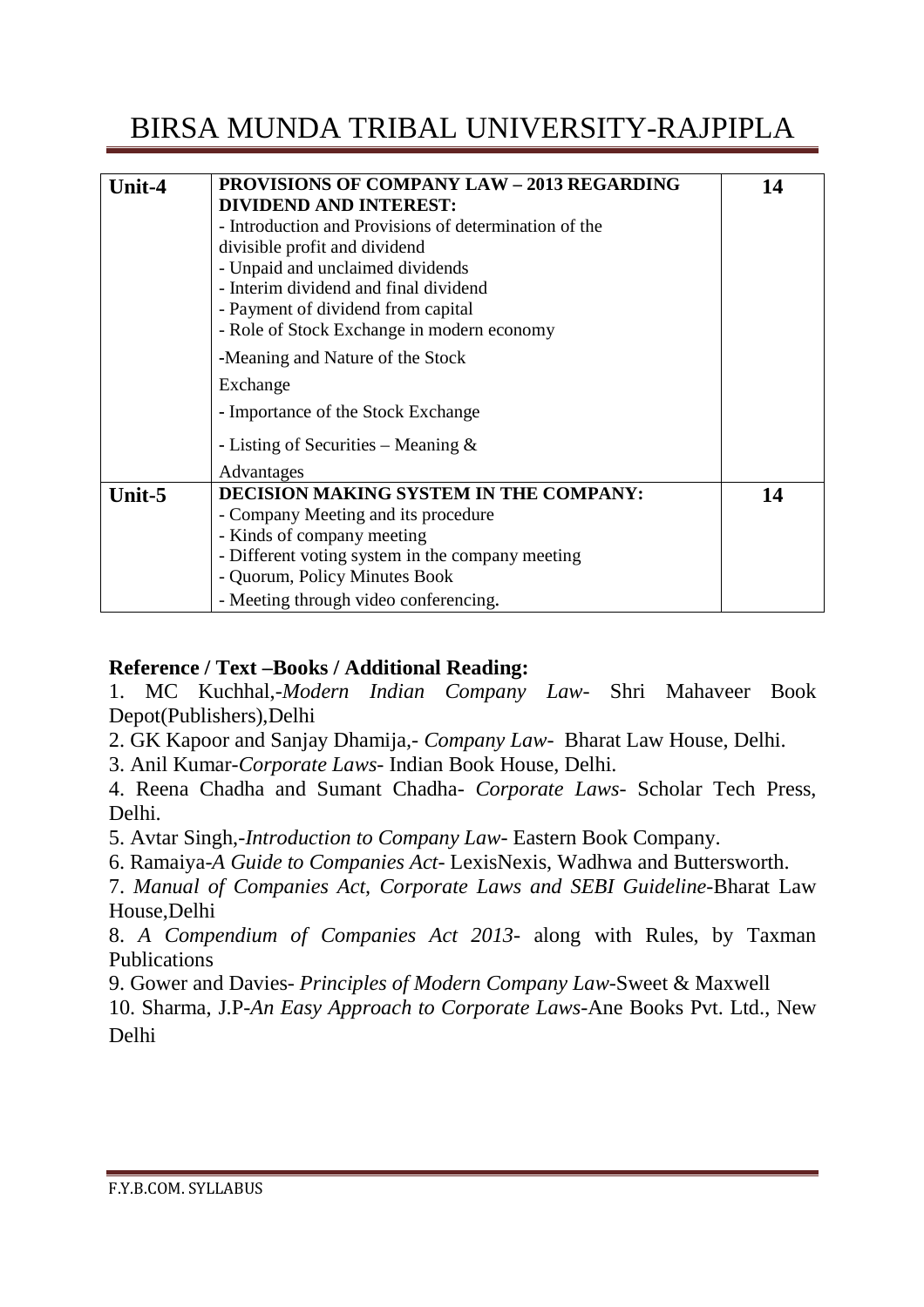| Unit-4 | **PROVISIONS OF COMPANY LAW – 2013 REGARDING DIVIDEND AND INTEREST:**<br>- Introduction and Provisions of determination of the divisible profit and dividend<br>- Unpaid and unclaimed dividends<br>- Interim dividend and final dividend<br>- Payment of dividend from capital<br>- Role of Stock Exchange in modern economy<br>-Meaning and Nature of the Stock Exchange<br>- Importance of the Stock Exchange<br>- Listing of Securities – Meaning & Advantages | 14 |
|---|---|---|
| Unit-5 | **DECISION MAKING SYSTEM IN THE COMPANY:**<br>- Company Meeting and its procedure<br>- Kinds of company meeting<br>- Different voting system in the company meeting<br>- Quorum, Policy Minutes Book<br>- Meeting through video conferencing. | 14 |

**Reference / Text –Books / Additional Reading:**

1. MC Kuchhal,-*Modern Indian Company Law*- Shri Mahaveer Book Depot(Publishers),Delhi
2. GK Kapoor and Sanjay Dhamija,- *Company Law*- Bharat Law House, Delhi.
3. Anil Kumar-*Corporate Laws*- Indian Book House, Delhi.
4. Reena Chadha and Sumant Chadha- *Corporate Laws*- Scholar Tech Press, Delhi.
5. Avtar Singh,-*Introduction to Company Law*- Eastern Book Company.
6. Ramaiya-*A Guide to Companies Act*- LexisNexis, Wadhwa and Buttersworth.
7. *Manual of Companies Act, Corporate Laws and SEBI Guideline*-Bharat Law House,Delhi
8. *A Compendium of Companies Act 2013*- along with Rules, by Taxman Publications
9. Gower and Davies- *Principles of Modern Company Law*-Sweet & Maxwell
10. Sharma, J.P-*An Easy Approach to Corporate Laws*-Ane Books Pvt. Ltd., New Delhi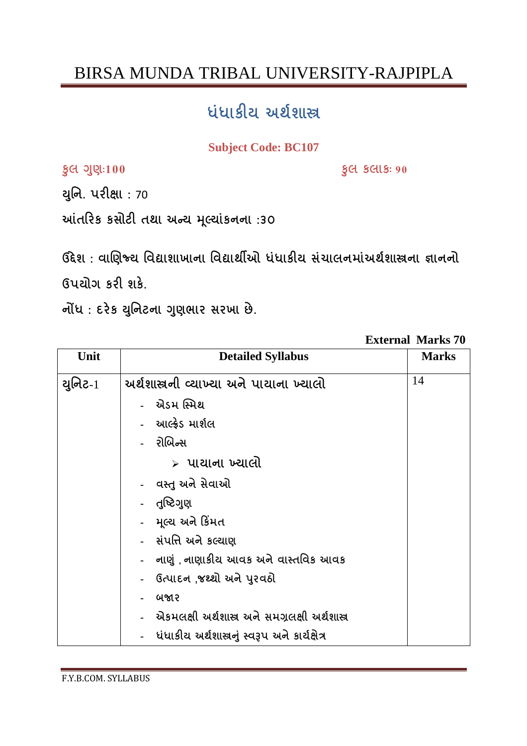# BIRSA MUNDA TRIBAL UNIVERSITY-RAJPIPLA

## ધંધાકીય અર્થશાસ્ત્ર

**Subject Code: BC107**

**કુલ ગુણ:100** **કુલ કલાક: 90**

યુનિ. પરીક્ષા : 70

આંતરિક કસોટી તથા અન્ય મૂલ્યાંકનના :30

ઉદ્દેશ : વાણિજ્ય વિદ્યાશાખાના વિદ્યાર્થીઓ ધંધાકીય સંચાલનમાંઅર્થશાસ્ત્રના જ્ઞાનનો ઉપયોગ કરી શકે.

નોંધ : દરેક યુનિટના ગુણભાર સરખા છે.

**External Marks 70**

| Unit | Detailed Syllabus | Marks |
|---|---|---|
| યુનિટ-1 | **અર્થશાસ્ત્રની વ્યાખ્યા અને પાયાના ખ્યાલો**<br>- એડમ સ્મિથ<br>- આલ્ફ્રેડ માર્શલ<br>- રોબિન્સ<br>➢ પાયાના ખ્યાલો<br>- વસ્તુ અને સેવાઓ<br>- તુષ્ટિગુણ<br>- મૂલ્ય અને કિંમત<br>- સંપત્તિ અને કલ્યાણ<br>- નાણું , નાણાકીય આવક અને વાસ્તવિક આવક<br>- ઉત્પાદન ,જથ્થો અને પુરવઠો<br>- બજાર<br>- એકમલક્ષી અર્થશાસ્ત્ર અને સમગ્રલક્ષી અર્થશાસ્ત્ર<br>- ધંધાકીય અર્થશાસ્ત્રનું સ્વરૂપ અને કાર્યક્ષેત્ર | 14 |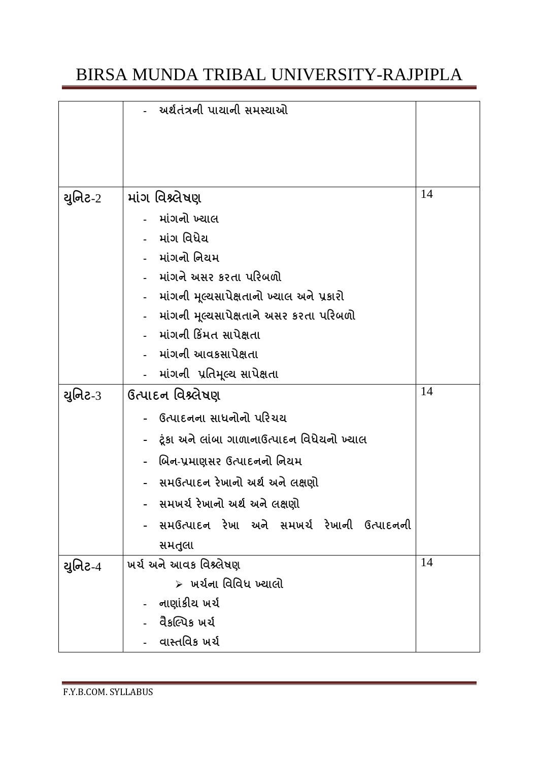| | | |
|---|---|---|
| | - અર્થતંત્રની પાયાની સમસ્યાઓ | |
| યુનિટ-2 | **માંગ વિશ્લેષણ**<br>- માંગનો ખ્યાલ<br>- માંગ વિધેય<br>- માંગનો નિયમ<br>- માંગને અસર કરતા પરિબળો<br>- માંગની મૂલ્યસાપેક્ષતાનો ખ્યાલ અને પ્રકારો<br>- માંગની મૂલ્યસાપેક્ષતાને અસર કરતા પરિબળો<br>- માંગની કિંમત સાપેક્ષતા<br>- માંગની આવકસાપેક્ષતા<br>- માંગની પ્રતિમૂલ્ય સાપેક્ષતા | 14 |
| યુનિટ-3 | **ઉત્પાદન વિશ્લેષણ**<br>- ઉત્પાદનના સાધનોનો પરિચય<br>- ટૂંકા અને લાંબા ગાળાનાઉત્પાદન વિધેયનો ખ્યાલ<br>- બિન-પ્રમાણસર ઉત્પાદનનો નિયમ<br>- સમઉત્પાદન રેખાનો અર્થ અને લક્ષણો<br>- સમખર્ચ રેખાનો અર્થ અને લક્ષણો<br>- સમઉત્પાદન રેખા અને સમખર્ચ રેખાની ઉત્પાદનની સમતુલા | 14 |
| યુનિટ-4 | ખર્ચ અને આવક વિશ્લેષણ<br>➢ ખર્ચના વિવિધ ખ્યાલો<br>- નાણાંકીય ખર્ચ<br>- વૈકલ્પિક ખર્ચ<br>- વાસ્તવિક ખર્ચ | 14 |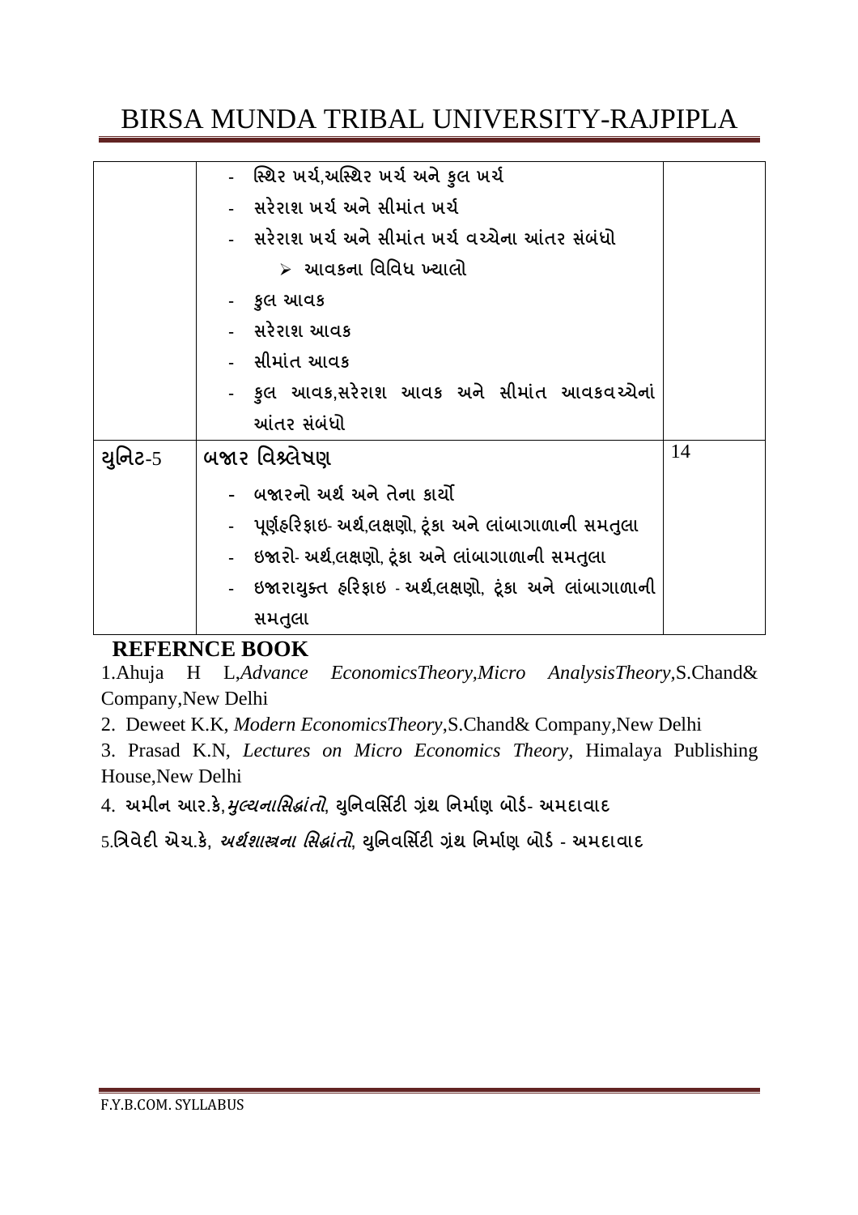| | | |
|---|---|---|
| | - સ્થિર ખર્ચ,અસ્થિર ખર્ચ અને કુલ ખર્ચ<br>- સરેરાશ ખર્ચ અને સીમાંત ખર્ચ<br>- સરેરાશ ખર્ચ અને સીમાંત ખર્ચ વચ્ચેના આંતર સંબંધો<br>➢ આવકના વિવિધ ખ્યાલો<br>- કુલ આવક<br>- સરેરાશ આવક<br>- સીમાંત આવક<br>- કુલ આવક,સરેરાશ આવક અને સીમાંત આવકવચ્ચેનાં આંતર સંબંધો | |
| યુનિટ-5 | બજાર વિશ્લેષણ<br>- બજારનો અર્થ અને તેના કાર્યો<br>- પૂર્ણહરિફાઇ- અર્થ,લક્ષણો, ટૂંકા અને લાંબાગાળાની સમતુલા<br>- ઇજારો- અર્થ,લક્ષણો, ટૂંકા અને લાંબાગાળાની સમતુલા<br>- ઇજારાયુક્ત હરિફાઇ - અર્થ,લક્ષણો, ટૂંકા અને લાંબાગાળાની સમતુલા | 14 |

**REFERNCE BOOK**

1.Ahuja H L,*Advance EconomicsTheory*,*Micro AnalysisTheory*,S.Chand& Company,New Delhi

2. Deweet K.K, *Modern EconomicsTheory*,S.Chand& Company,New Delhi

3. Prasad K.N, *Lectures on Micro Economics Theory*, Himalaya Publishing House,New Delhi

4. અમીન આર.કે,*મુલ્યનાસિદ્ધાંતો*, યુનિવર્સિટી ગ્રંથ નિર્માણ બોર્ડ- અમદાવાદ

5.ત્રિવેદી એચ.કે, *અર્થશાસ્ત્રના સિદ્ધાંતો*, યુનિવર્સિટી ગ્રંથ નિર્માણ બોર્ડ - અમદાવાદ